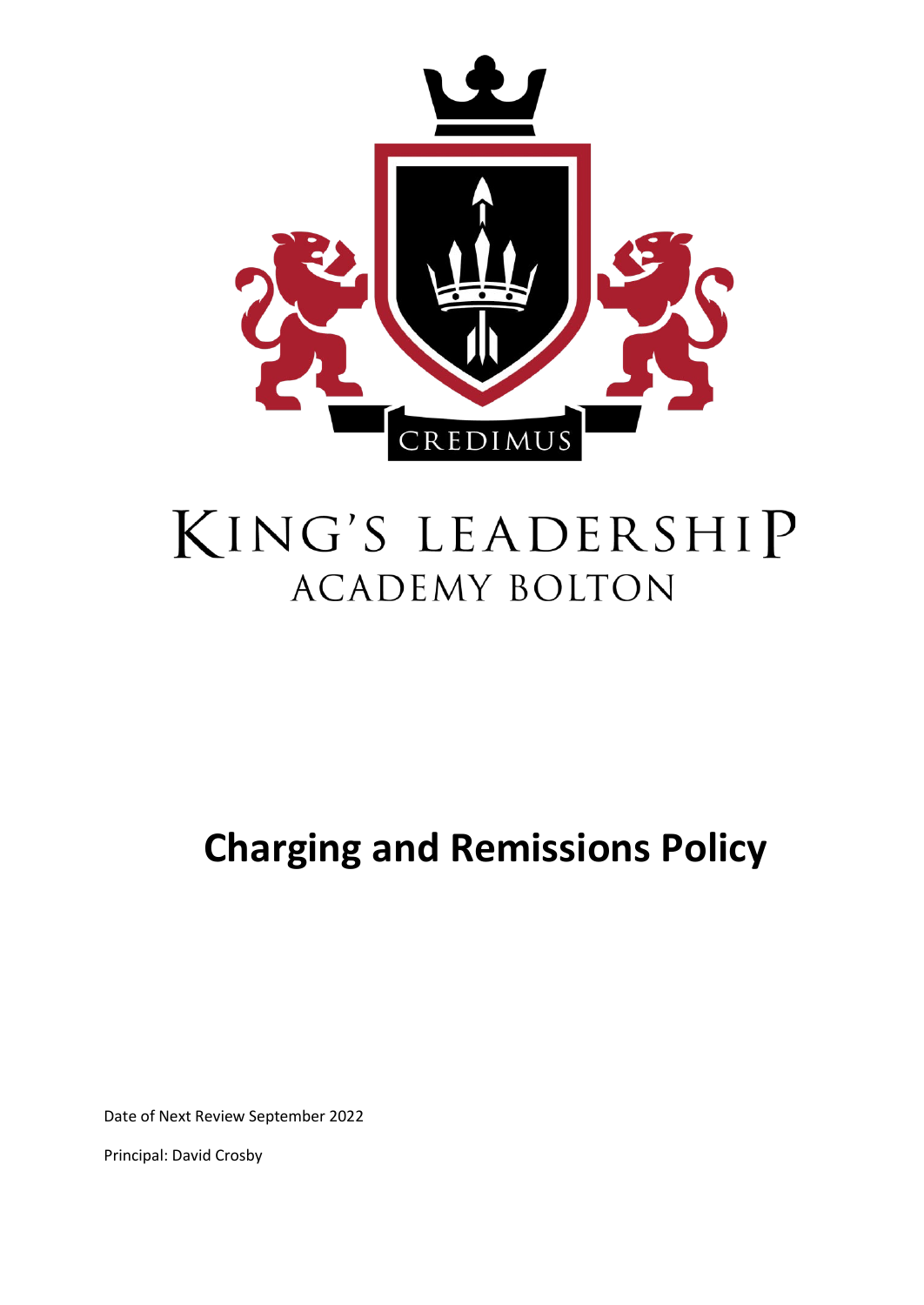CREDIMUS

KING'S LEADERSHIP
ACADEMY BOLTON

# Charging and Remissions Policy

Date of Next Review September 2022

Principal: David Crosby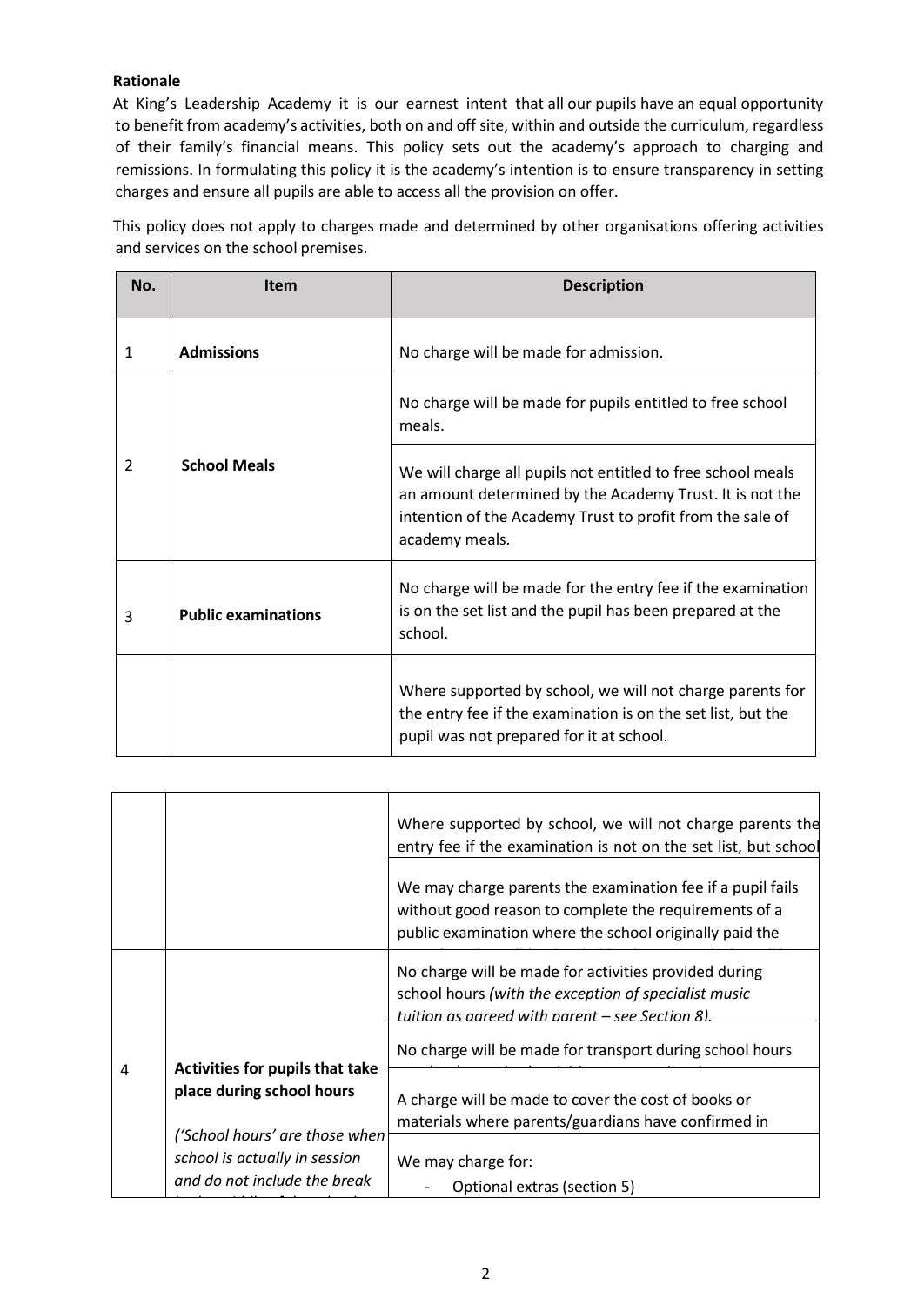**Rationale**

At King's Leadership Academy it is our earnest intent that all our pupils have an equal opportunity to benefit from academy's activities, both on and off site, within and outside the curriculum, regardless of their family's financial means. This policy sets out the academy's approach to charging and remissions. In formulating this policy it is the academy's intention is to ensure transparency in setting charges and ensure all pupils are able to access all the provision on offer.

This policy does not apply to charges made and determined by other organisations offering activities and services on the school premises.

| No. | Item | Description |
|---|---|---|
| 1 | **Admissions** | No charge will be made for admission. |
| 2 | **School Meals** | No charge will be made for pupils entitled to free school meals. |
| | | We will charge all pupils not entitled to free school meals an amount determined by the Academy Trust. It is not the intention of the Academy Trust to profit from the sale of academy meals. |
| 3 | **Public examinations** | No charge will be made for the entry fee if the examination is on the set list and the pupil has been prepared at the school. |
| | | Where supported by school, we will not charge parents for the entry fee if the examination is on the set list, but the pupil was not prepared for it at school. |
| | | Where supported by school, we will not charge parents the entry fee if the examination is not on the set list, but school |
| | | We may charge parents the examination fee if a pupil fails without good reason to complete the requirements of a public examination where the school originally paid the |
| 4 | **Activities for pupils that take place during school hours**<br><br>*('School hours' are those when school is actually in session and do not include the break* | No charge will be made for activities provided during school hours *(with the exception of specialist music tuition as agreed with parent – see Section 8).* |
| | | No charge will be made for transport during school hours |
| | | A charge will be made to cover the cost of books or materials where parents/guardians have confirmed in |
| | | We may charge for:<br>- Optional extras (section 5) |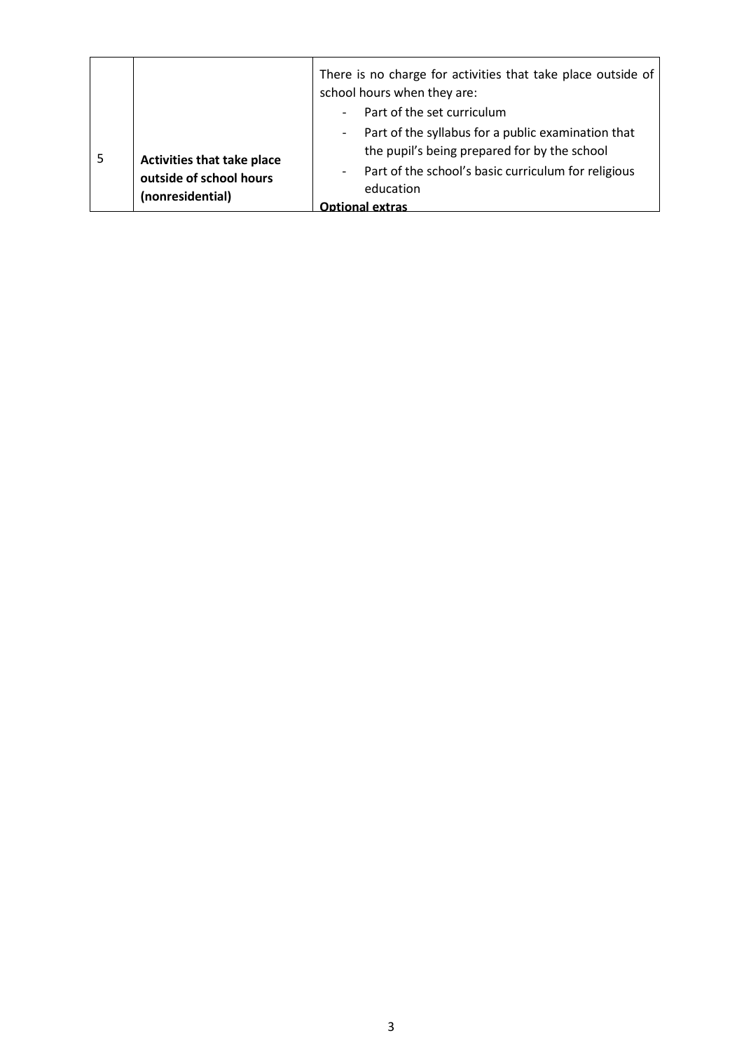| | | |
|---|---|---|
| 5 | **Activities that take place outside of school hours (nonresidential)** | There is no charge for activities that take place outside of school hours when they are:<br>- Part of the set curriculum<br>- Part of the syllabus for a public examination that the pupil's being prepared for by the school<br>- Part of the school's basic curriculum for religious education<br>**Optional extras** |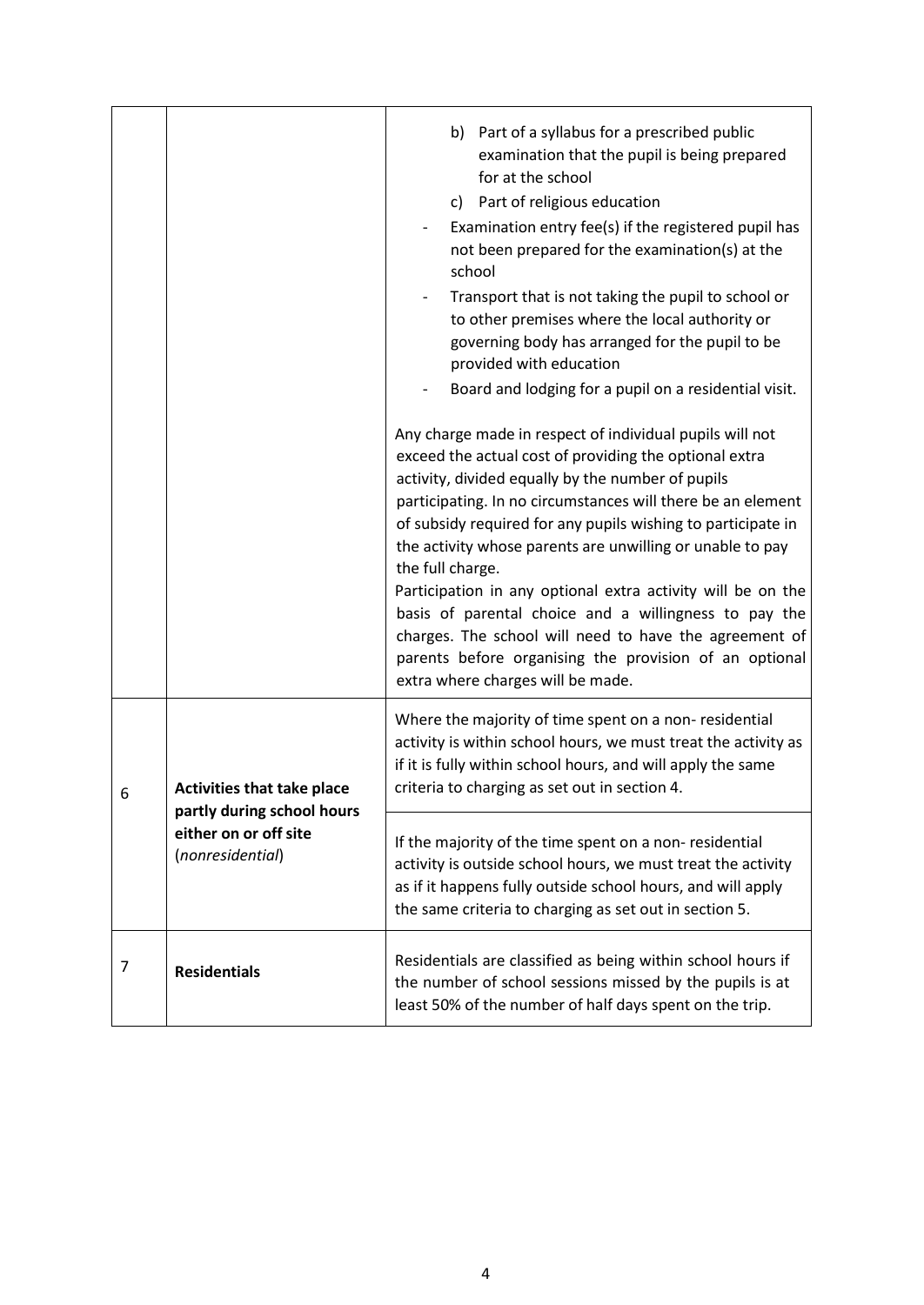| | | |
|---|---|---|
| | | b) Part of a syllabus for a prescribed public examination that the pupil is being prepared for at the school<br>c) Part of religious education<br>- Examination entry fee(s) if the registered pupil has not been prepared for the examination(s) at the school<br>- Transport that is not taking the pupil to school or to other premises where the local authority or governing body has arranged for the pupil to be provided with education<br>- Board and lodging for a pupil on a residential visit.<br><br>Any charge made in respect of individual pupils will not exceed the actual cost of providing the optional extra activity, divided equally by the number of pupils participating. In no circumstances will there be an element of subsidy required for any pupils wishing to participate in the activity whose parents are unwilling or unable to pay the full charge.<br>Participation in any optional extra activity will be on the basis of parental choice and a willingness to pay the charges. The school will need to have the agreement of parents before organising the provision of an optional extra where charges will be made. |
| 6 | **Activities that take place partly during school hours either on or off site** (*nonresidential*) | Where the majority of time spent on a non- residential activity is within school hours, we must treat the activity as if it is fully within school hours, and will apply the same criteria to charging as set out in section 4. |
| | | If the majority of the time spent on a non- residential activity is outside school hours, we must treat the activity as if it happens fully outside school hours, and will apply the same criteria to charging as set out in section 5. |
| 7 | **Residentials** | Residentials are classified as being within school hours if the number of school sessions missed by the pupils is at least 50% of the number of half days spent on the trip. |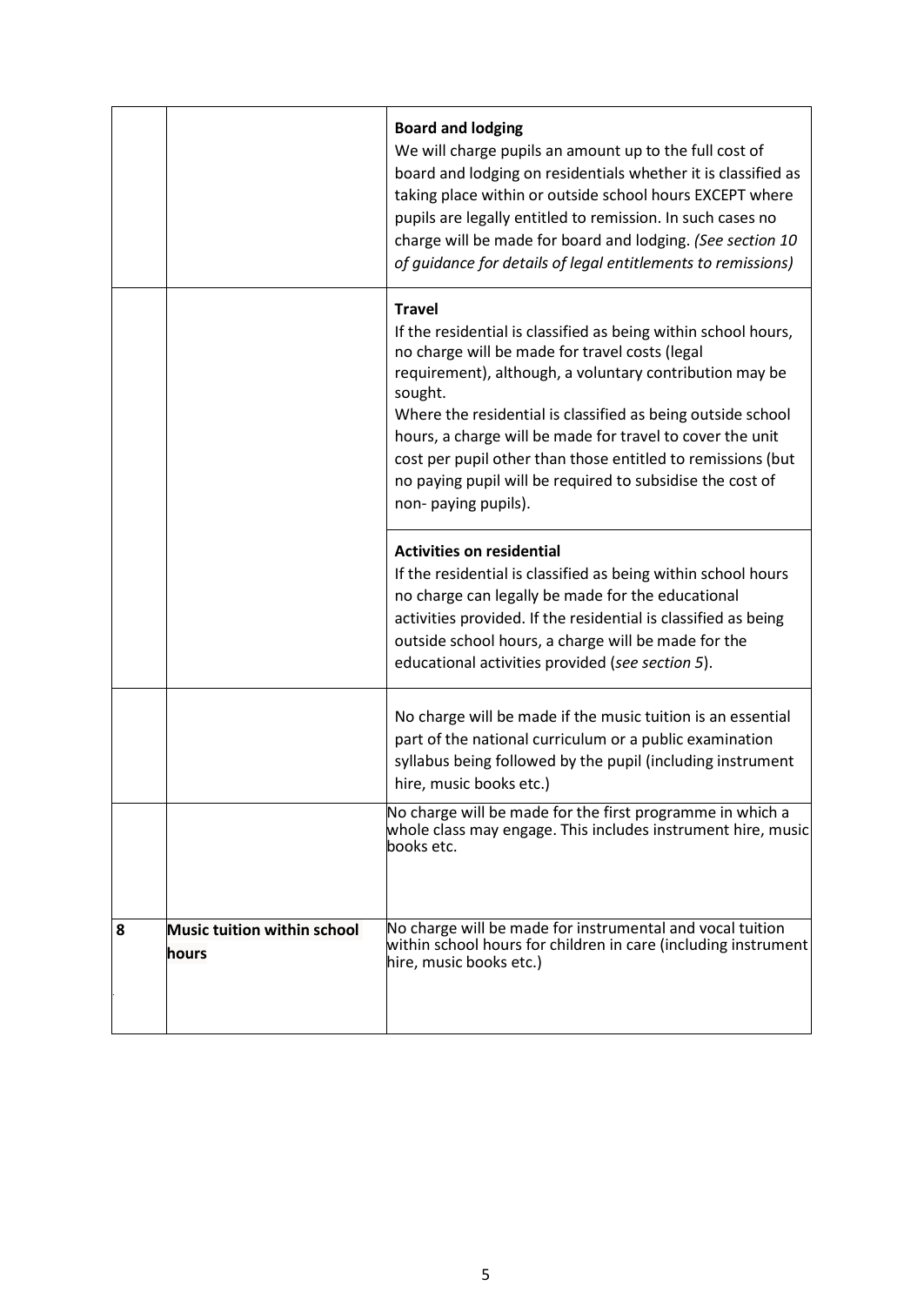| | | |
|---|---|---|
| | | **Board and lodging**<br>We will charge pupils an amount up to the full cost of board and lodging on residentials whether it is classified as taking place within or outside school hours EXCEPT where pupils are legally entitled to remission. In such cases no charge will be made for board and lodging. *(See section 10 of guidance for details of legal entitlements to remissions)* |
| | | **Travel**<br>If the residential is classified as being within school hours, no charge will be made for travel costs (legal requirement), although, a voluntary contribution may be sought.<br>Where the residential is classified as being outside school hours, a charge will be made for travel to cover the unit cost per pupil other than those entitled to remissions (but no paying pupil will be required to subsidise the cost of non- paying pupils). |
| | | **Activities on residential**<br>If the residential is classified as being within school hours no charge can legally be made for the educational activities provided. If the residential is classified as being outside school hours, a charge will be made for the educational activities provided (*see section 5*). |
| | | No charge will be made if the music tuition is an essential part of the national curriculum or a public examination syllabus being followed by the pupil (including instrument hire, music books etc.) |
| | | No charge will be made for the first programme in which a whole class may engage. This includes instrument hire, music books etc. |
| **8** | **Music tuition within school hours** | No charge will be made for instrumental and vocal tuition within school hours for children in care (including instrument hire, music books etc.) |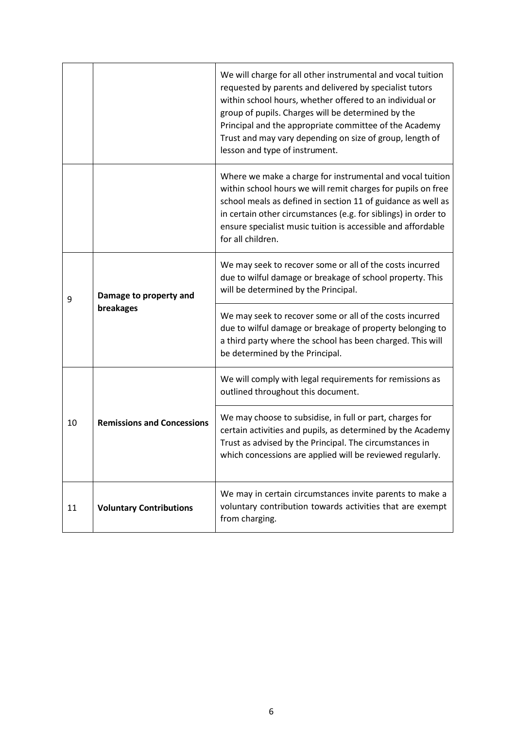| | | |
|---|---|---|
| | | We will charge for all other instrumental and vocal tuition requested by parents and delivered by specialist tutors within school hours, whether offered to an individual or group of pupils. Charges will be determined by the Principal and the appropriate committee of the Academy Trust and may vary depending on size of group, length of lesson and type of instrument. |
| | | Where we make a charge for instrumental and vocal tuition within school hours we will remit charges for pupils on free school meals as defined in section 11 of guidance as well as in certain other circumstances (e.g. for siblings) in order to ensure specialist music tuition is accessible and affordable for all children. |
| 9 | **Damage to property and breakages** | We may seek to recover some or all of the costs incurred due to wilful damage or breakage of school property. This will be determined by the Principal. |
| | | We may seek to recover some or all of the costs incurred due to wilful damage or breakage of property belonging to a third party where the school has been charged. This will be determined by the Principal. |
| 10 | **Remissions and Concessions** | We will comply with legal requirements for remissions as outlined throughout this document. |
| | | We may choose to subsidise, in full or part, charges for certain activities and pupils, as determined by the Academy Trust as advised by the Principal. The circumstances in which concessions are applied will be reviewed regularly. |
| 11 | **Voluntary Contributions** | We may in certain circumstances invite parents to make a voluntary contribution towards activities that are exempt from charging. |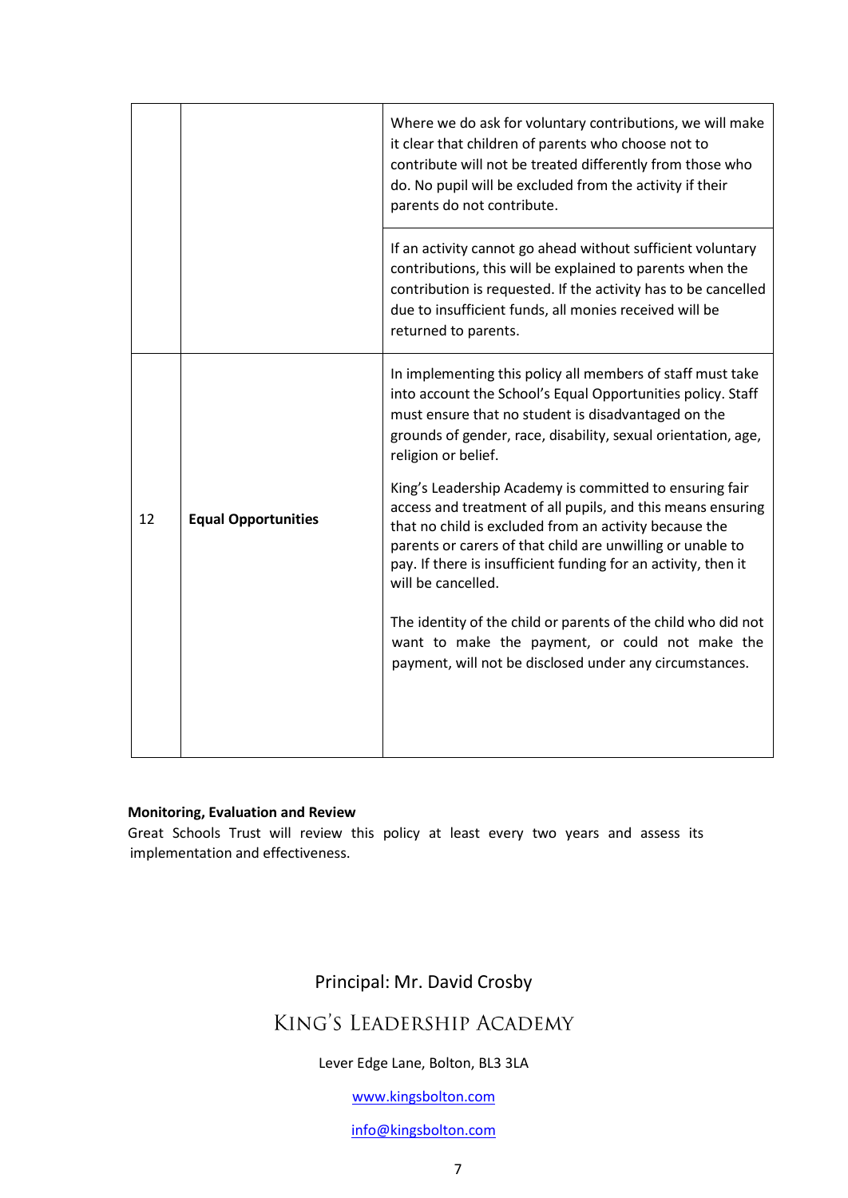| | | |
|---|---|---|
| | | Where we do ask for voluntary contributions, we will make it clear that children of parents who choose not to contribute will not be treated differently from those who do. No pupil will be excluded from the activity if their parents do not contribute. |
| | | If an activity cannot go ahead without sufficient voluntary contributions, this will be explained to parents when the contribution is requested. If the activity has to be cancelled due to insufficient funds, all monies received will be returned to parents. |
| 12 | **Equal Opportunities** | In implementing this policy all members of staff must take into account the School's Equal Opportunities policy. Staff must ensure that no student is disadvantaged on the grounds of gender, race, disability, sexual orientation, age, religion or belief.<br><br>King's Leadership Academy is committed to ensuring fair access and treatment of all pupils, and this means ensuring that no child is excluded from an activity because the parents or carers of that child are unwilling or unable to pay. If there is insufficient funding for an activity, then it will be cancelled.<br><br>The identity of the child or parents of the child who did not want to make the payment, or could not make the payment, will not be disclosed under any circumstances. |

**Monitoring, Evaluation and Review**

Great Schools Trust will review this policy at least every two years and assess its implementation and effectiveness.

Principal: Mr. David Crosby

KING'S LEADERSHIP ACADEMY

Lever Edge Lane, Bolton, BL3 3LA

www.kingsbolton.com

info@kingsbolton.com